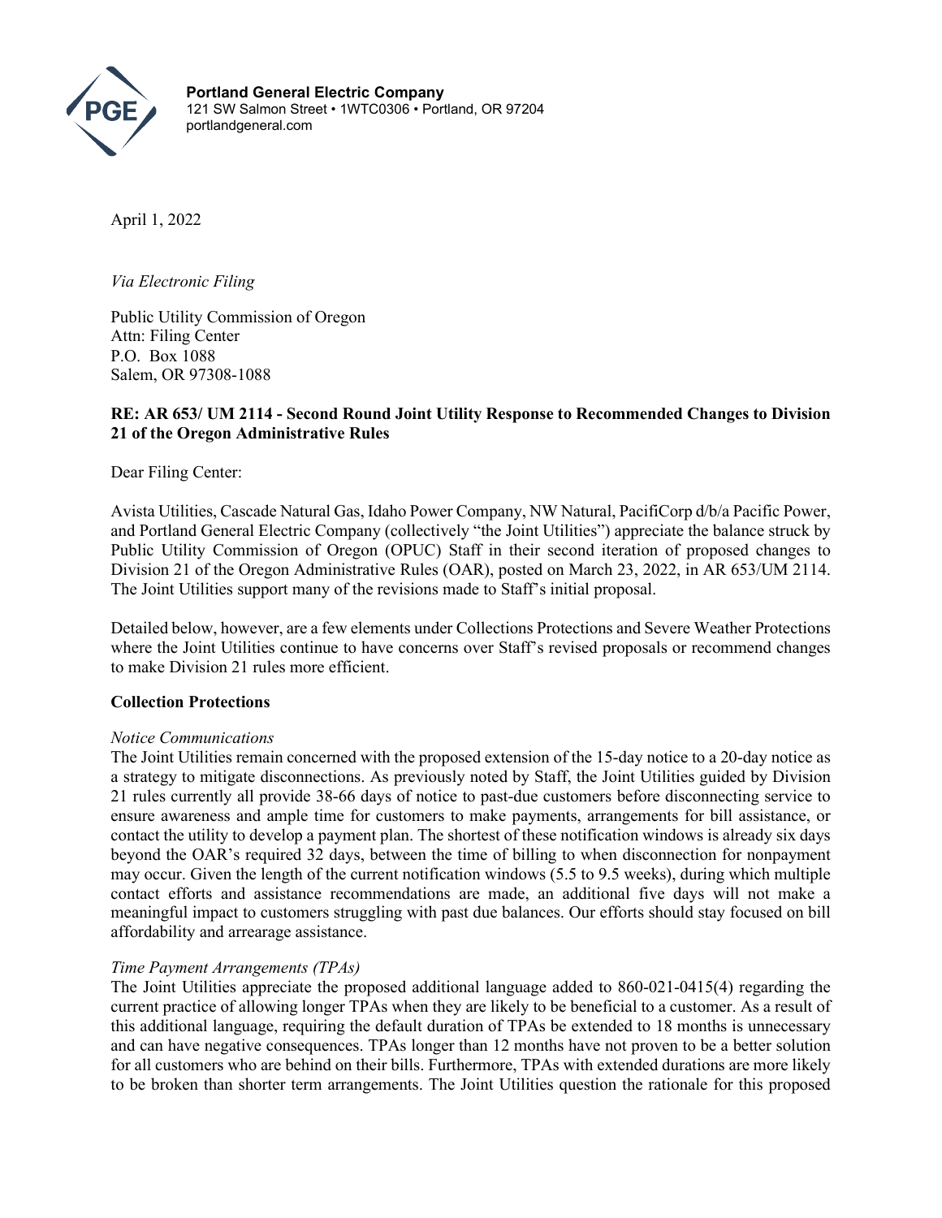**Portland General Electric Company**
121 SW Salmon Street • 1WTC0306 • Portland, OR 97204
portlandgeneral.com

April 1, 2022

*Via Electronic Filing*

Public Utility Commission of Oregon
Attn: Filing Center
P.O. Box 1088
Salem, OR 97308-1088

**RE: AR 653/ UM 2114 - Second Round Joint Utility Response to Recommended Changes to Division 21 of the Oregon Administrative Rules**

Dear Filing Center:

Avista Utilities, Cascade Natural Gas, Idaho Power Company, NW Natural, PacifiCorp d/b/a Pacific Power, and Portland General Electric Company (collectively "the Joint Utilities") appreciate the balance struck by Public Utility Commission of Oregon (OPUC) Staff in their second iteration of proposed changes to Division 21 of the Oregon Administrative Rules (OAR), posted on March 23, 2022, in AR 653/UM 2114. The Joint Utilities support many of the revisions made to Staff's initial proposal.

Detailed below, however, are a few elements under Collections Protections and Severe Weather Protections where the Joint Utilities continue to have concerns over Staff's revised proposals or recommend changes to make Division 21 rules more efficient.

**Collection Protections**

*Notice Communications*
The Joint Utilities remain concerned with the proposed extension of the 15-day notice to a 20-day notice as a strategy to mitigate disconnections. As previously noted by Staff, the Joint Utilities guided by Division 21 rules currently all provide 38-66 days of notice to past-due customers before disconnecting service to ensure awareness and ample time for customers to make payments, arrangements for bill assistance, or contact the utility to develop a payment plan. The shortest of these notification windows is already six days beyond the OAR's required 32 days, between the time of billing to when disconnection for nonpayment may occur. Given the length of the current notification windows (5.5 to 9.5 weeks), during which multiple contact efforts and assistance recommendations are made, an additional five days will not make a meaningful impact to customers struggling with past due balances. Our efforts should stay focused on bill affordability and arrearage assistance.

*Time Payment Arrangements (TPAs)*
The Joint Utilities appreciate the proposed additional language added to 860-021-0415(4) regarding the current practice of allowing longer TPAs when they are likely to be beneficial to a customer. As a result of this additional language, requiring the default duration of TPAs be extended to 18 months is unnecessary and can have negative consequences. TPAs longer than 12 months have not proven to be a better solution for all customers who are behind on their bills. Furthermore, TPAs with extended durations are more likely to be broken than shorter term arrangements. The Joint Utilities question the rationale for this proposed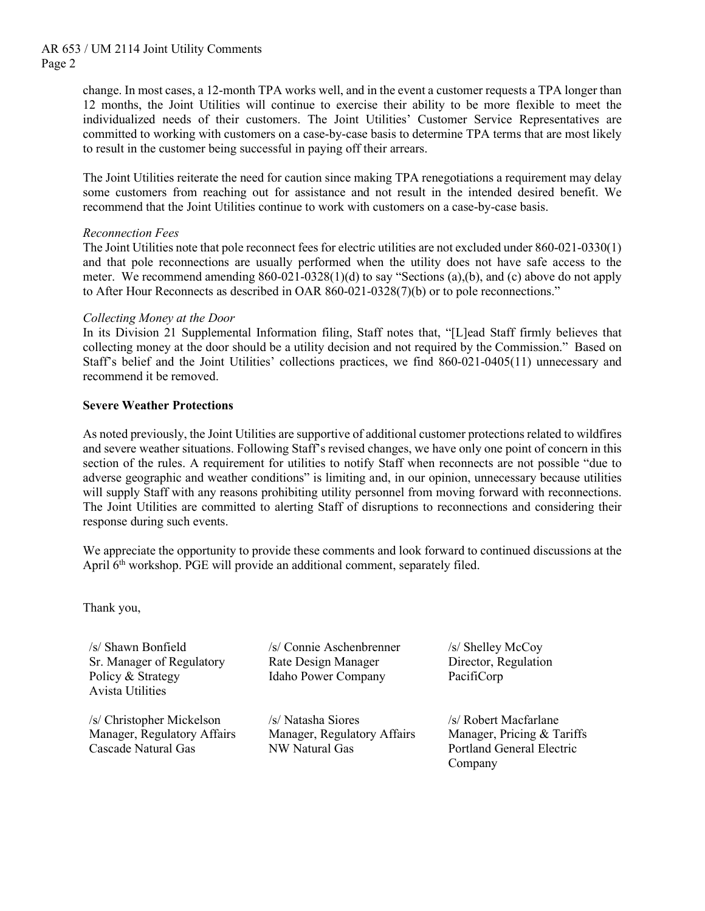change. In most cases, a 12-month TPA works well, and in the event a customer requests a TPA longer than 12 months, the Joint Utilities will continue to exercise their ability to be more flexible to meet the individualized needs of their customers. The Joint Utilities' Customer Service Representatives are committed to working with customers on a case-by-case basis to determine TPA terms that are most likely to result in the customer being successful in paying off their arrears.

The Joint Utilities reiterate the need for caution since making TPA renegotiations a requirement may delay some customers from reaching out for assistance and not result in the intended desired benefit. We recommend that the Joint Utilities continue to work with customers on a case-by-case basis.

*Reconnection Fees*

The Joint Utilities note that pole reconnect fees for electric utilities are not excluded under 860-021-0330(1) and that pole reconnections are usually performed when the utility does not have safe access to the meter. We recommend amending 860-021-0328(1)(d) to say "Sections (a),(b), and (c) above do not apply to After Hour Reconnects as described in OAR 860-021-0328(7)(b) or to pole reconnections."

*Collecting Money at the Door*

In its Division 21 Supplemental Information filing, Staff notes that, "[L]ead Staff firmly believes that collecting money at the door should be a utility decision and not required by the Commission." Based on Staff's belief and the Joint Utilities' collections practices, we find 860-021-0405(11) unnecessary and recommend it be removed.

**Severe Weather Protections**

As noted previously, the Joint Utilities are supportive of additional customer protections related to wildfires and severe weather situations. Following Staff's revised changes, we have only one point of concern in this section of the rules. A requirement for utilities to notify Staff when reconnects are not possible "due to adverse geographic and weather conditions" is limiting and, in our opinion, unnecessary because utilities will supply Staff with any reasons prohibiting utility personnel from moving forward with reconnections. The Joint Utilities are committed to alerting Staff of disruptions to reconnections and considering their response during such events.

We appreciate the opportunity to provide these comments and look forward to continued discussions at the April 6th workshop. PGE will provide an additional comment, separately filed.

Thank you,

/s/ Shawn Bonfield
Sr. Manager of Regulatory Policy & Strategy
Avista Utilities

/s/ Connie Aschenbrenner
Rate Design Manager
Idaho Power Company

/s/ Shelley McCoy
Director, Regulation
PacifiCorp

/s/ Christopher Mickelson
Manager, Regulatory Affairs
Cascade Natural Gas

/s/ Natasha Siores
Manager, Regulatory Affairs
NW Natural Gas

/s/ Robert Macfarlane
Manager, Pricing & Tariffs
Portland General Electric Company